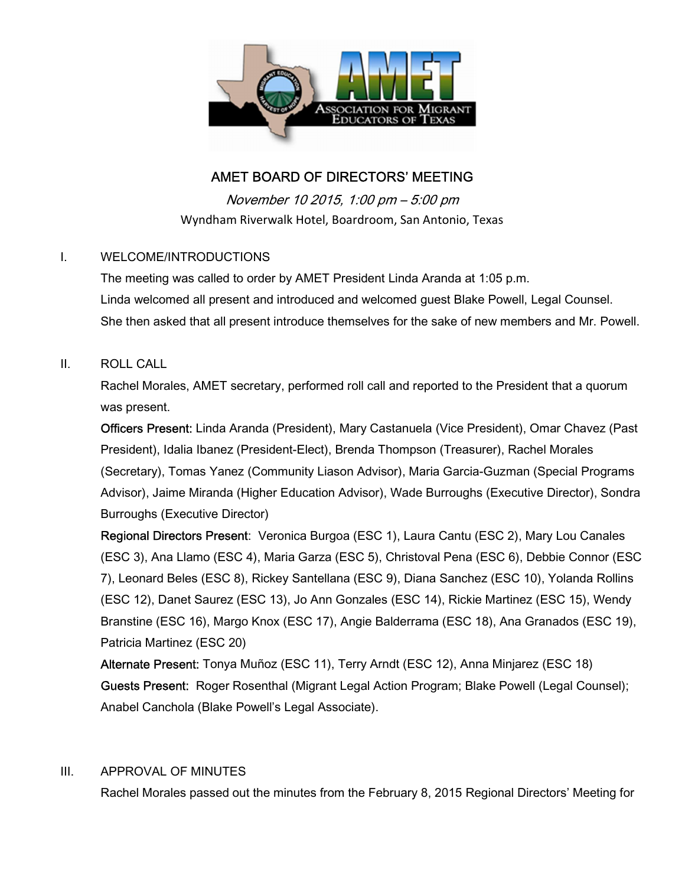# AMET BOARD OF DIRECTORS' MEETING

*November 10 2015, 1:00 pm – 5:00 pm*

Wyndham Riverwalk Hotel, Boardroom, San Antonio, Texas

I. WELCOME/INTRODUCTIONS

The meeting was called to order by AMET President Linda Aranda at 1:05 p.m.

Linda welcomed all present and introduced and welcomed guest Blake Powell, Legal Counsel.

She then asked that all present introduce themselves for the sake of new members and Mr. Powell.

II. ROLL CALL

Rachel Morales, AMET secretary, performed roll call and reported to the President that a quorum was present.

**Officers Present:** Linda Aranda (President), Mary Castanuela (Vice President), Omar Chavez (Past President), Idalia Ibanez (President-Elect), Brenda Thompson (Treasurer), Rachel Morales (Secretary), Tomas Yanez (Community Liason Advisor), Maria Garcia-Guzman (Special Programs Advisor), Jaime Miranda (Higher Education Advisor), Wade Burroughs (Executive Director), Sondra Burroughs (Executive Director)

**Regional Directors Present**: Veronica Burgoa (ESC 1), Laura Cantu (ESC 2), Mary Lou Canales (ESC 3), Ana Llamo (ESC 4), Maria Garza (ESC 5), Christoval Pena (ESC 6), Debbie Connor (ESC 7), Leonard Beles (ESC 8), Rickey Santellana (ESC 9), Diana Sanchez (ESC 10), Yolanda Rollins (ESC 12), Danet Saurez (ESC 13), Jo Ann Gonzales (ESC 14), Rickie Martinez (ESC 15), Wendy Branstine (ESC 16), Margo Knox (ESC 17), Angie Balderrama (ESC 18), Ana Granados (ESC 19), Patricia Martinez (ESC 20)

**Alternate Present:** Tonya Muñoz (ESC 11), Terry Arndt (ESC 12), Anna Minjarez (ESC 18)

**Guests Present:** Roger Rosenthal (Migrant Legal Action Program; Blake Powell (Legal Counsel); Anabel Canchola (Blake Powell's Legal Associate).

III. APPROVAL OF MINUTES

Rachel Morales passed out the minutes from the February 8, 2015 Regional Directors' Meeting for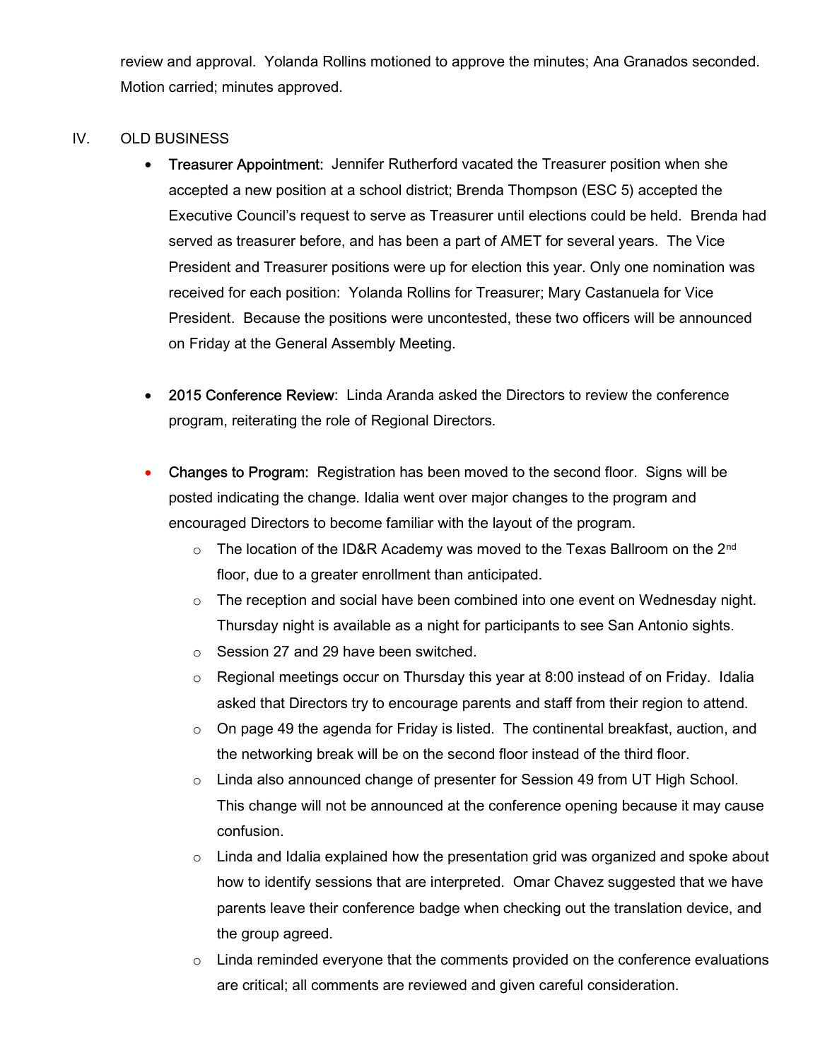review and approval. Yolanda Rollins motioned to approve the minutes; Ana Granados seconded. Motion carried; minutes approved.

IV. OLD BUSINESS

- Treasurer Appointment: Jennifer Rutherford vacated the Treasurer position when she accepted a new position at a school district; Brenda Thompson (ESC 5) accepted the Executive Council's request to serve as Treasurer until elections could be held. Brenda had served as treasurer before, and has been a part of AMET for several years. The Vice President and Treasurer positions were up for election this year. Only one nomination was received for each position: Yolanda Rollins for Treasurer; Mary Castanuela for Vice President. Because the positions were uncontested, these two officers will be announced on Friday at the General Assembly Meeting.

- 2015 Conference Review: Linda Aranda asked the Directors to review the conference program, reiterating the role of Regional Directors.

- Changes to Program: Registration has been moved to the second floor. Signs will be posted indicating the change. Idalia went over major changes to the program and encouraged Directors to become familiar with the layout of the program.
  - The location of the ID&R Academy was moved to the Texas Ballroom on the 2nd floor, due to a greater enrollment than anticipated.
  - The reception and social have been combined into one event on Wednesday night. Thursday night is available as a night for participants to see San Antonio sights.
  - Session 27 and 29 have been switched.
  - Regional meetings occur on Thursday this year at 8:00 instead of on Friday. Idalia asked that Directors try to encourage parents and staff from their region to attend.
  - On page 49 the agenda for Friday is listed. The continental breakfast, auction, and the networking break will be on the second floor instead of the third floor.
  - Linda also announced change of presenter for Session 49 from UT High School. This change will not be announced at the conference opening because it may cause confusion.
  - Linda and Idalia explained how the presentation grid was organized and spoke about how to identify sessions that are interpreted. Omar Chavez suggested that we have parents leave their conference badge when checking out the translation device, and the group agreed.
  - Linda reminded everyone that the comments provided on the conference evaluations are critical; all comments are reviewed and given careful consideration.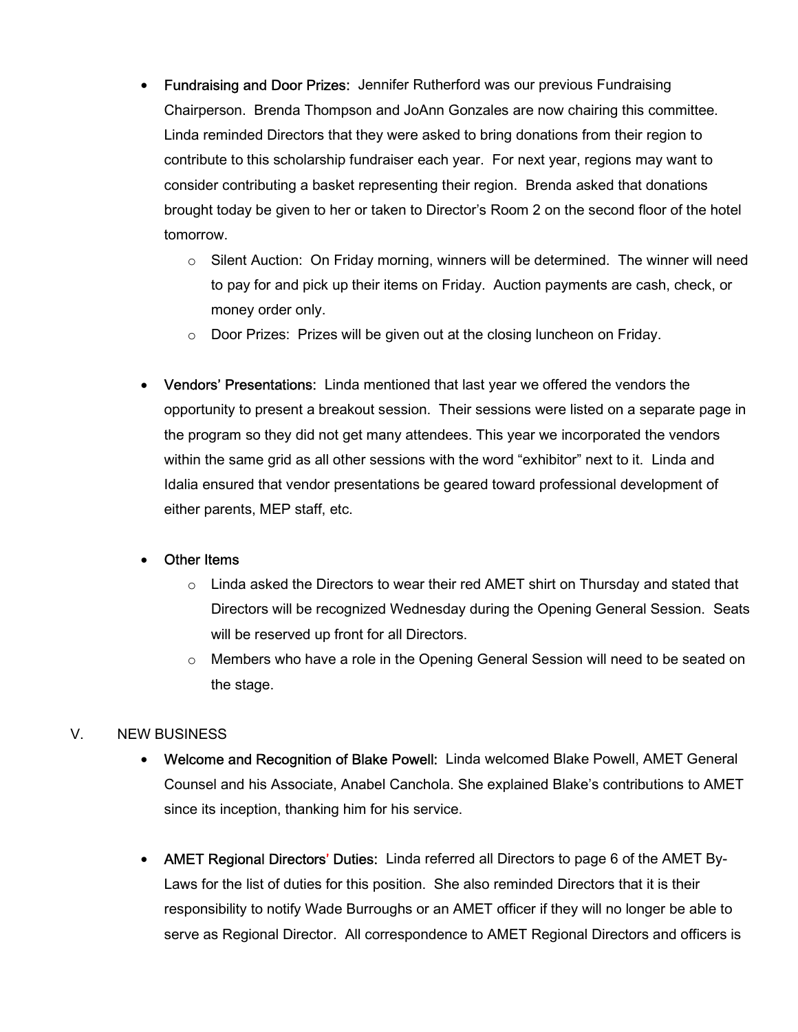- **Fundraising and Door Prizes:** Jennifer Rutherford was our previous Fundraising Chairperson. Brenda Thompson and JoAnn Gonzales are now chairing this committee. Linda reminded Directors that they were asked to bring donations from their region to contribute to this scholarship fundraiser each year. For next year, regions may want to consider contributing a basket representing their region. Brenda asked that donations brought today be given to her or taken to Director's Room 2 on the second floor of the hotel tomorrow.
  - Silent Auction: On Friday morning, winners will be determined. The winner will need to pay for and pick up their items on Friday. Auction payments are cash, check, or money order only.
  - Door Prizes: Prizes will be given out at the closing luncheon on Friday.

- **Vendors' Presentations:** Linda mentioned that last year we offered the vendors the opportunity to present a breakout session. Their sessions were listed on a separate page in the program so they did not get many attendees. This year we incorporated the vendors within the same grid as all other sessions with the word "exhibitor" next to it. Linda and Idalia ensured that vendor presentations be geared toward professional development of either parents, MEP staff, etc.

- **Other Items**
  - Linda asked the Directors to wear their red AMET shirt on Thursday and stated that Directors will be recognized Wednesday during the Opening General Session. Seats will be reserved up front for all Directors.
  - Members who have a role in the Opening General Session will need to be seated on the stage.

V. NEW BUSINESS

- **Welcome and Recognition of Blake Powell:** Linda welcomed Blake Powell, AMET General Counsel and his Associate, Anabel Canchola. She explained Blake's contributions to AMET since its inception, thanking him for his service.

- **AMET Regional Directors' Duties:** Linda referred all Directors to page 6 of the AMET By-Laws for the list of duties for this position. She also reminded Directors that it is their responsibility to notify Wade Burroughs or an AMET officer if they will no longer be able to serve as Regional Director. All correspondence to AMET Regional Directors and officers is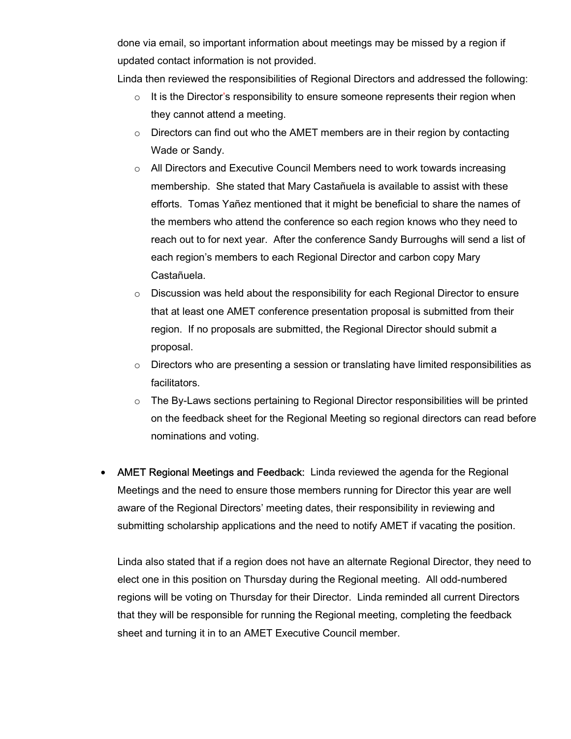done via email, so important information about meetings may be missed by a region if updated contact information is not provided.

Linda then reviewed the responsibilities of Regional Directors and addressed the following:

- It is the Director's responsibility to ensure someone represents their region when they cannot attend a meeting.
- Directors can find out who the AMET members are in their region by contacting Wade or Sandy.
- All Directors and Executive Council Members need to work towards increasing membership. She stated that Mary Castañuela is available to assist with these efforts. Tomas Yañez mentioned that it might be beneficial to share the names of the members who attend the conference so each region knows who they need to reach out to for next year. After the conference Sandy Burroughs will send a list of each region's members to each Regional Director and carbon copy Mary Castañuela.
- Discussion was held about the responsibility for each Regional Director to ensure that at least one AMET conference presentation proposal is submitted from their region. If no proposals are submitted, the Regional Director should submit a proposal.
- Directors who are presenting a session or translating have limited responsibilities as facilitators.
- The By-Laws sections pertaining to Regional Director responsibilities will be printed on the feedback sheet for the Regional Meeting so regional directors can read before nominations and voting.

- AMET Regional Meetings and Feedback: Linda reviewed the agenda for the Regional Meetings and the need to ensure those members running for Director this year are well aware of the Regional Directors' meeting dates, their responsibility in reviewing and submitting scholarship applications and the need to notify AMET if vacating the position.

  Linda also stated that if a region does not have an alternate Regional Director, they need to elect one in this position on Thursday during the Regional meeting. All odd-numbered regions will be voting on Thursday for their Director. Linda reminded all current Directors that they will be responsible for running the Regional meeting, completing the feedback sheet and turning it in to an AMET Executive Council member.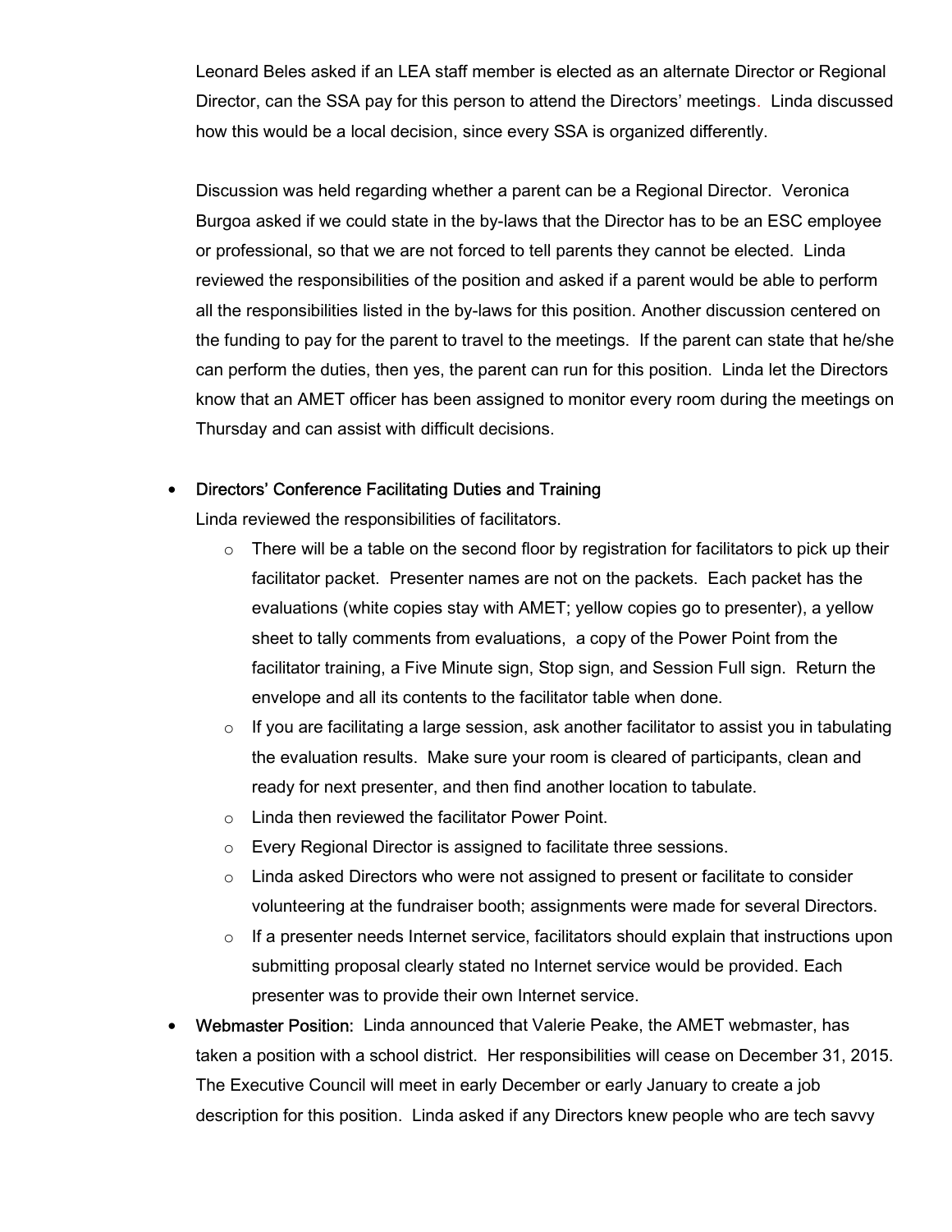Leonard Beles asked if an LEA staff member is elected as an alternate Director or Regional Director, can the SSA pay for this person to attend the Directors' meetings. Linda discussed how this would be a local decision, since every SSA is organized differently.

Discussion was held regarding whether a parent can be a Regional Director. Veronica Burgoa asked if we could state in the by-laws that the Director has to be an ESC employee or professional, so that we are not forced to tell parents they cannot be elected. Linda reviewed the responsibilities of the position and asked if a parent would be able to perform all the responsibilities listed in the by-laws for this position. Another discussion centered on the funding to pay for the parent to travel to the meetings. If the parent can state that he/she can perform the duties, then yes, the parent can run for this position. Linda let the Directors know that an AMET officer has been assigned to monitor every room during the meetings on Thursday and can assist with difficult decisions.

- Directors' Conference Facilitating Duties and Training
  
  Linda reviewed the responsibilities of facilitators.
  - There will be a table on the second floor by registration for facilitators to pick up their facilitator packet. Presenter names are not on the packets. Each packet has the evaluations (white copies stay with AMET; yellow copies go to presenter), a yellow sheet to tally comments from evaluations, a copy of the Power Point from the facilitator training, a Five Minute sign, Stop sign, and Session Full sign. Return the envelope and all its contents to the facilitator table when done.
  - If you are facilitating a large session, ask another facilitator to assist you in tabulating the evaluation results. Make sure your room is cleared of participants, clean and ready for next presenter, and then find another location to tabulate.
  - Linda then reviewed the facilitator Power Point.
  - Every Regional Director is assigned to facilitate three sessions.
  - Linda asked Directors who were not assigned to present or facilitate to consider volunteering at the fundraiser booth; assignments were made for several Directors.
  - If a presenter needs Internet service, facilitators should explain that instructions upon submitting proposal clearly stated no Internet service would be provided. Each presenter was to provide their own Internet service.
- Webmaster Position: Linda announced that Valerie Peake, the AMET webmaster, has taken a position with a school district. Her responsibilities will cease on December 31, 2015. The Executive Council will meet in early December or early January to create a job description for this position. Linda asked if any Directors knew people who are tech savvy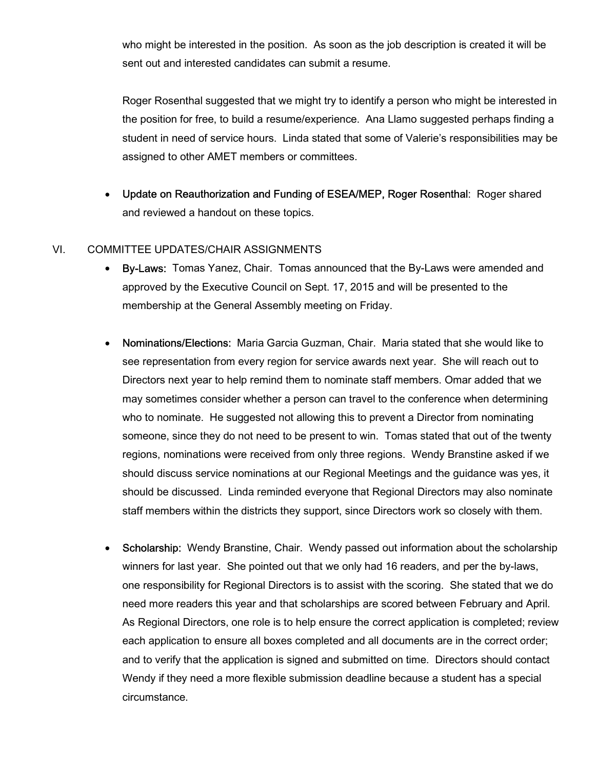who might be interested in the position. As soon as the job description is created it will be sent out and interested candidates can submit a resume.

Roger Rosenthal suggested that we might try to identify a person who might be interested in the position for free, to build a resume/experience. Ana Llamo suggested perhaps finding a student in need of service hours. Linda stated that some of Valerie's responsibilities may be assigned to other AMET members or committees.

- Update on Reauthorization and Funding of ESEA/MEP, Roger Rosenthal: Roger shared and reviewed a handout on these topics.

## VI. COMMITTEE UPDATES/CHAIR ASSIGNMENTS

- By-Laws: Tomas Yanez, Chair. Tomas announced that the By-Laws were amended and approved by the Executive Council on Sept. 17, 2015 and will be presented to the membership at the General Assembly meeting on Friday.

- Nominations/Elections: Maria Garcia Guzman, Chair. Maria stated that she would like to see representation from every region for service awards next year. She will reach out to Directors next year to help remind them to nominate staff members. Omar added that we may sometimes consider whether a person can travel to the conference when determining who to nominate. He suggested not allowing this to prevent a Director from nominating someone, since they do not need to be present to win. Tomas stated that out of the twenty regions, nominations were received from only three regions. Wendy Branstine asked if we should discuss service nominations at our Regional Meetings and the guidance was yes, it should be discussed. Linda reminded everyone that Regional Directors may also nominate staff members within the districts they support, since Directors work so closely with them.

- Scholarship: Wendy Branstine, Chair. Wendy passed out information about the scholarship winners for last year. She pointed out that we only had 16 readers, and per the by-laws, one responsibility for Regional Directors is to assist with the scoring. She stated that we do need more readers this year and that scholarships are scored between February and April. As Regional Directors, one role is to help ensure the correct application is completed; review each application to ensure all boxes completed and all documents are in the correct order; and to verify that the application is signed and submitted on time. Directors should contact Wendy if they need a more flexible submission deadline because a student has a special circumstance.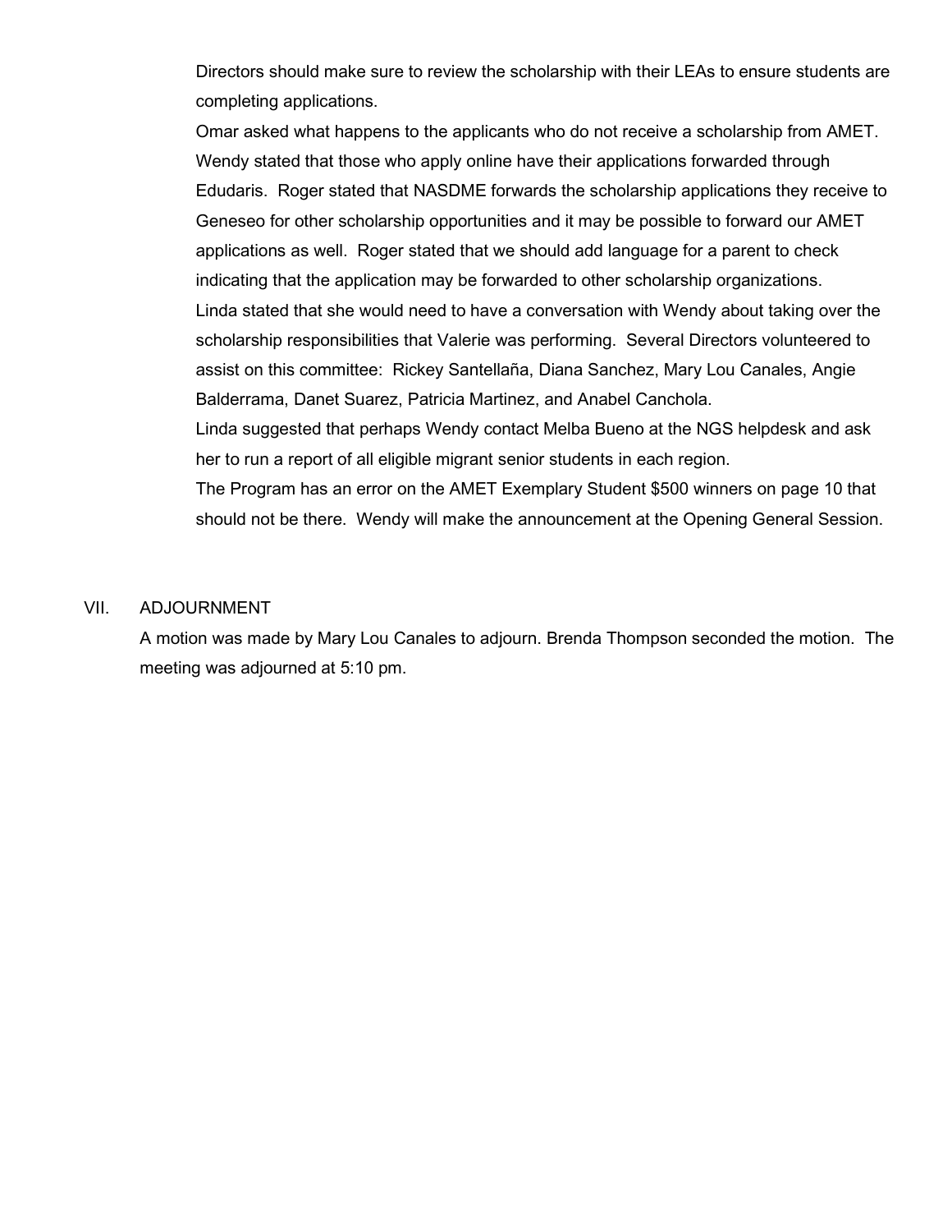Directors should make sure to review the scholarship with their LEAs to ensure students are completing applications.

Omar asked what happens to the applicants who do not receive a scholarship from AMET. Wendy stated that those who apply online have their applications forwarded through Edudaris. Roger stated that NASDME forwards the scholarship applications they receive to Geneseo for other scholarship opportunities and it may be possible to forward our AMET applications as well. Roger stated that we should add language for a parent to check indicating that the application may be forwarded to other scholarship organizations.

Linda stated that she would need to have a conversation with Wendy about taking over the scholarship responsibilities that Valerie was performing. Several Directors volunteered to assist on this committee: Rickey Santellaña, Diana Sanchez, Mary Lou Canales, Angie Balderrama, Danet Suarez, Patricia Martinez, and Anabel Canchola.

Linda suggested that perhaps Wendy contact Melba Bueno at the NGS helpdesk and ask her to run a report of all eligible migrant senior students in each region.

The Program has an error on the AMET Exemplary Student $500 winners on page 10 that should not be there. Wendy will make the announcement at the Opening General Session.

## VII. ADJOURNMENT

A motion was made by Mary Lou Canales to adjourn. Brenda Thompson seconded the motion. The meeting was adjourned at 5:10 pm.